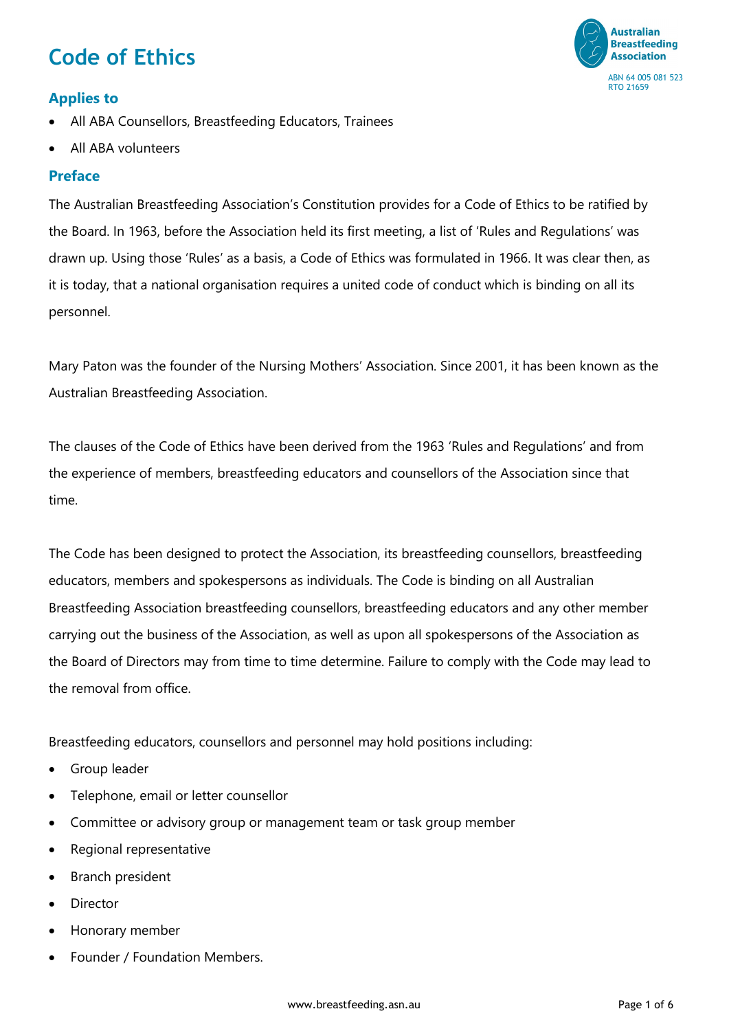# Code of Ethics

Australian Breastfeeding Association

ABN 64 005 081 523
RTO 21659

## Applies to

- All ABA Counsellors, Breastfeeding Educators, Trainees
- All ABA volunteers

## Preface

The Australian Breastfeeding Association's Constitution provides for a Code of Ethics to be ratified by the Board. In 1963, before the Association held its first meeting, a list of 'Rules and Regulations' was drawn up. Using those 'Rules' as a basis, a Code of Ethics was formulated in 1966. It was clear then, as it is today, that a national organisation requires a united code of conduct which is binding on all its personnel.

Mary Paton was the founder of the Nursing Mothers' Association. Since 2001, it has been known as the Australian Breastfeeding Association.

The clauses of the Code of Ethics have been derived from the 1963 'Rules and Regulations' and from the experience of members, breastfeeding educators and counsellors of the Association since that time.

The Code has been designed to protect the Association, its breastfeeding counsellors, breastfeeding educators, members and spokespersons as individuals. The Code is binding on all Australian Breastfeeding Association breastfeeding counsellors, breastfeeding educators and any other member carrying out the business of the Association, as well as upon all spokespersons of the Association as the Board of Directors may from time to time determine. Failure to comply with the Code may lead to the removal from office.

Breastfeeding educators, counsellors and personnel may hold positions including:

- Group leader
- Telephone, email or letter counsellor
- Committee or advisory group or management team or task group member
- Regional representative
- Branch president
- Director
- Honorary member
- Founder / Foundation Members.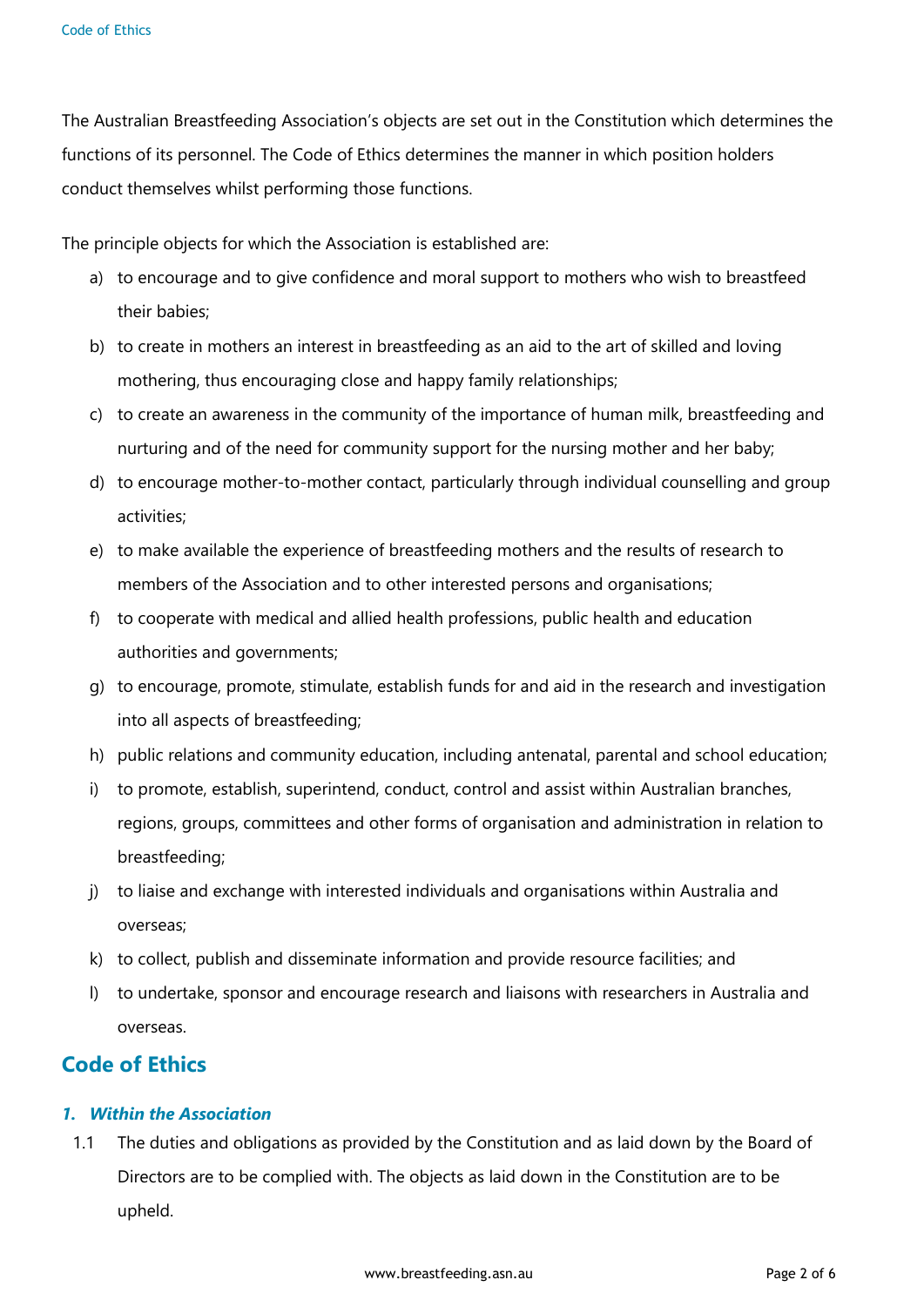The Australian Breastfeeding Association's objects are set out in the Constitution which determines the functions of its personnel. The Code of Ethics determines the manner in which position holders conduct themselves whilst performing those functions.

The principle objects for which the Association is established are:

a) to encourage and to give confidence and moral support to mothers who wish to breastfeed their babies;
b) to create in mothers an interest in breastfeeding as an aid to the art of skilled and loving mothering, thus encouraging close and happy family relationships;
c) to create an awareness in the community of the importance of human milk, breastfeeding and nurturing and of the need for community support for the nursing mother and her baby;
d) to encourage mother-to-mother contact, particularly through individual counselling and group activities;
e) to make available the experience of breastfeeding mothers and the results of research to members of the Association and to other interested persons and organisations;
f) to cooperate with medical and allied health professions, public health and education authorities and governments;
g) to encourage, promote, stimulate, establish funds for and aid in the research and investigation into all aspects of breastfeeding;
h) public relations and community education, including antenatal, parental and school education;
i) to promote, establish, superintend, conduct, control and assist within Australian branches, regions, groups, committees and other forms of organisation and administration in relation to breastfeeding;
j) to liaise and exchange with interested individuals and organisations within Australia and overseas;
k) to collect, publish and disseminate information and provide resource facilities; and
l) to undertake, sponsor and encourage research and liaisons with researchers in Australia and overseas.

## Code of Ethics

### *1. Within the Association*

1.1 The duties and obligations as provided by the Constitution and as laid down by the Board of Directors are to be complied with. The objects as laid down in the Constitution are to be upheld.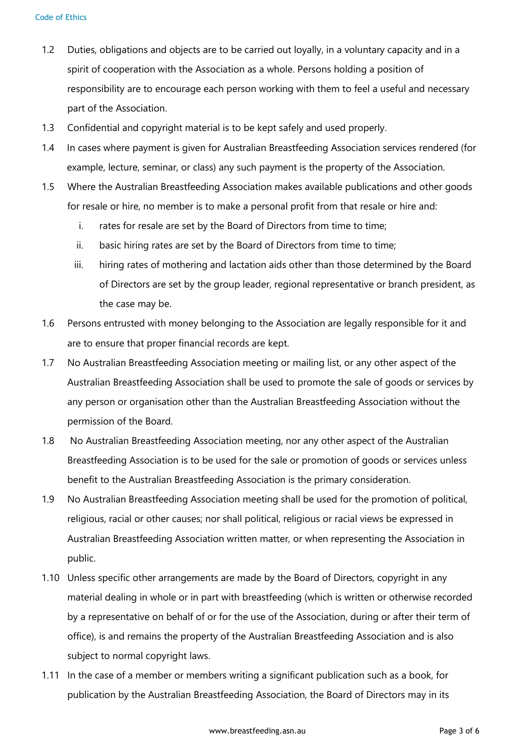1.2 Duties, obligations and objects are to be carried out loyally, in a voluntary capacity and in a spirit of cooperation with the Association as a whole. Persons holding a position of responsibility are to encourage each person working with them to feel a useful and necessary part of the Association.

1.3 Confidential and copyright material is to be kept safely and used properly.

1.4 In cases where payment is given for Australian Breastfeeding Association services rendered (for example, lecture, seminar, or class) any such payment is the property of the Association.

1.5 Where the Australian Breastfeeding Association makes available publications and other goods for resale or hire, no member is to make a personal profit from that resale or hire and:

   i. rates for resale are set by the Board of Directors from time to time;

   ii. basic hiring rates are set by the Board of Directors from time to time;

   iii. hiring rates of mothering and lactation aids other than those determined by the Board of Directors are set by the group leader, regional representative or branch president, as the case may be.

1.6 Persons entrusted with money belonging to the Association are legally responsible for it and are to ensure that proper financial records are kept.

1.7 No Australian Breastfeeding Association meeting or mailing list, or any other aspect of the Australian Breastfeeding Association shall be used to promote the sale of goods or services by any person or organisation other than the Australian Breastfeeding Association without the permission of the Board.

1.8 No Australian Breastfeeding Association meeting, nor any other aspect of the Australian Breastfeeding Association is to be used for the sale or promotion of goods or services unless benefit to the Australian Breastfeeding Association is the primary consideration.

1.9 No Australian Breastfeeding Association meeting shall be used for the promotion of political, religious, racial or other causes; nor shall political, religious or racial views be expressed in Australian Breastfeeding Association written matter, or when representing the Association in public.

1.10 Unless specific other arrangements are made by the Board of Directors, copyright in any material dealing in whole or in part with breastfeeding (which is written or otherwise recorded by a representative on behalf of or for the use of the Association, during or after their term of office), is and remains the property of the Australian Breastfeeding Association and is also subject to normal copyright laws.

1.11 In the case of a member or members writing a significant publication such as a book, for publication by the Australian Breastfeeding Association, the Board of Directors may in its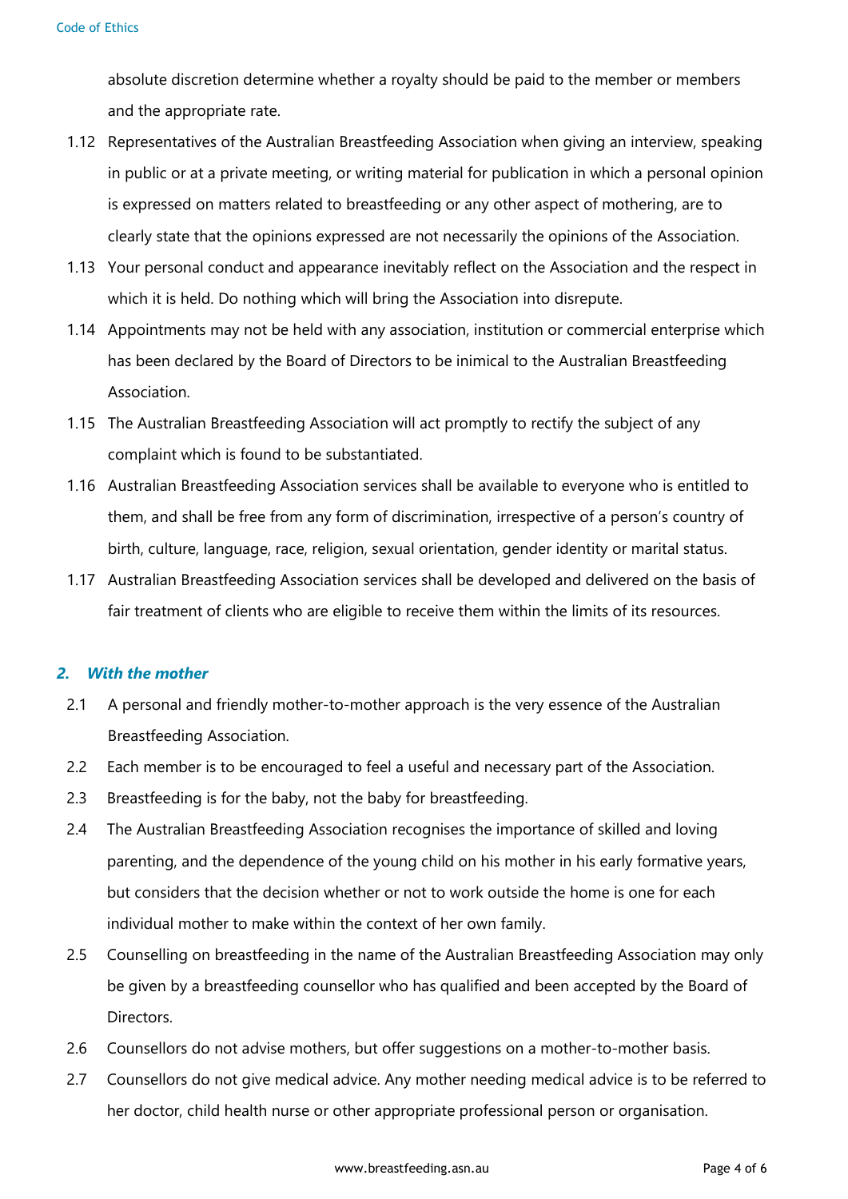absolute discretion determine whether a royalty should be paid to the member or members and the appropriate rate.

1.12 Representatives of the Australian Breastfeeding Association when giving an interview, speaking in public or at a private meeting, or writing material for publication in which a personal opinion is expressed on matters related to breastfeeding or any other aspect of mothering, are to clearly state that the opinions expressed are not necessarily the opinions of the Association.

1.13 Your personal conduct and appearance inevitably reflect on the Association and the respect in which it is held. Do nothing which will bring the Association into disrepute.

1.14 Appointments may not be held with any association, institution or commercial enterprise which has been declared by the Board of Directors to be inimical to the Australian Breastfeeding Association.

1.15 The Australian Breastfeeding Association will act promptly to rectify the subject of any complaint which is found to be substantiated.

1.16 Australian Breastfeeding Association services shall be available to everyone who is entitled to them, and shall be free from any form of discrimination, irrespective of a person's country of birth, culture, language, race, religion, sexual orientation, gender identity or marital status.

1.17 Australian Breastfeeding Association services shall be developed and delivered on the basis of fair treatment of clients who are eligible to receive them within the limits of its resources.

## *2. With the mother*

2.1 A personal and friendly mother-to-mother approach is the very essence of the Australian Breastfeeding Association.

2.2 Each member is to be encouraged to feel a useful and necessary part of the Association.

2.3 Breastfeeding is for the baby, not the baby for breastfeeding.

2.4 The Australian Breastfeeding Association recognises the importance of skilled and loving parenting, and the dependence of the young child on his mother in his early formative years, but considers that the decision whether or not to work outside the home is one for each individual mother to make within the context of her own family.

2.5 Counselling on breastfeeding in the name of the Australian Breastfeeding Association may only be given by a breastfeeding counsellor who has qualified and been accepted by the Board of Directors.

2.6 Counsellors do not advise mothers, but offer suggestions on a mother-to-mother basis.

2.7 Counsellors do not give medical advice. Any mother needing medical advice is to be referred to her doctor, child health nurse or other appropriate professional person or organisation.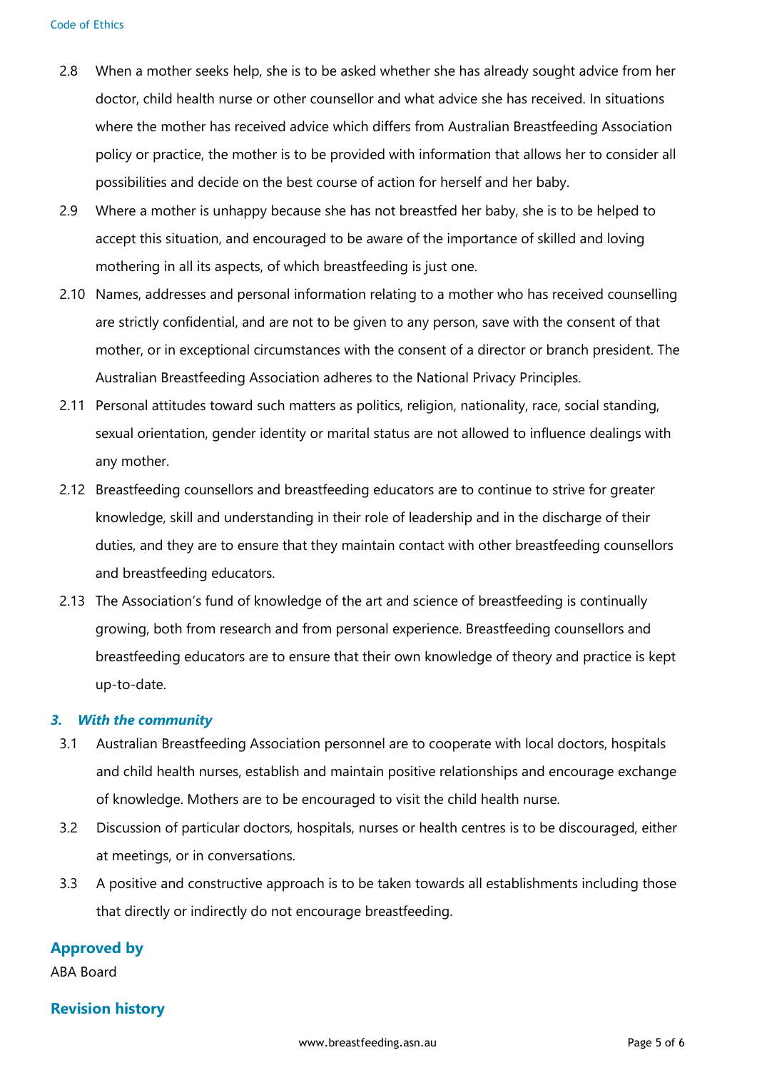2.8 When a mother seeks help, she is to be asked whether she has already sought advice from her doctor, child health nurse or other counsellor and what advice she has received. In situations where the mother has received advice which differs from Australian Breastfeeding Association policy or practice, the mother is to be provided with information that allows her to consider all possibilities and decide on the best course of action for herself and her baby.

2.9 Where a mother is unhappy because she has not breastfed her baby, she is to be helped to accept this situation, and encouraged to be aware of the importance of skilled and loving mothering in all its aspects, of which breastfeeding is just one.

2.10 Names, addresses and personal information relating to a mother who has received counselling are strictly confidential, and are not to be given to any person, save with the consent of that mother, or in exceptional circumstances with the consent of a director or branch president. The Australian Breastfeeding Association adheres to the National Privacy Principles.

2.11 Personal attitudes toward such matters as politics, religion, nationality, race, social standing, sexual orientation, gender identity or marital status are not allowed to influence dealings with any mother.

2.12 Breastfeeding counsellors and breastfeeding educators are to continue to strive for greater knowledge, skill and understanding in their role of leadership and in the discharge of their duties, and they are to ensure that they maintain contact with other breastfeeding counsellors and breastfeeding educators.

2.13 The Association's fund of knowledge of the art and science of breastfeeding is continually growing, both from research and from personal experience. Breastfeeding counsellors and breastfeeding educators are to ensure that their own knowledge of theory and practice is kept up-to-date.

### *3. With the community*

3.1 Australian Breastfeeding Association personnel are to cooperate with local doctors, hospitals and child health nurses, establish and maintain positive relationships and encourage exchange of knowledge. Mothers are to be encouraged to visit the child health nurse.

3.2 Discussion of particular doctors, hospitals, nurses or health centres is to be discouraged, either at meetings, or in conversations.

3.3 A positive and constructive approach is to be taken towards all establishments including those that directly or indirectly do not encourage breastfeeding.

## Approved by

ABA Board

## Revision history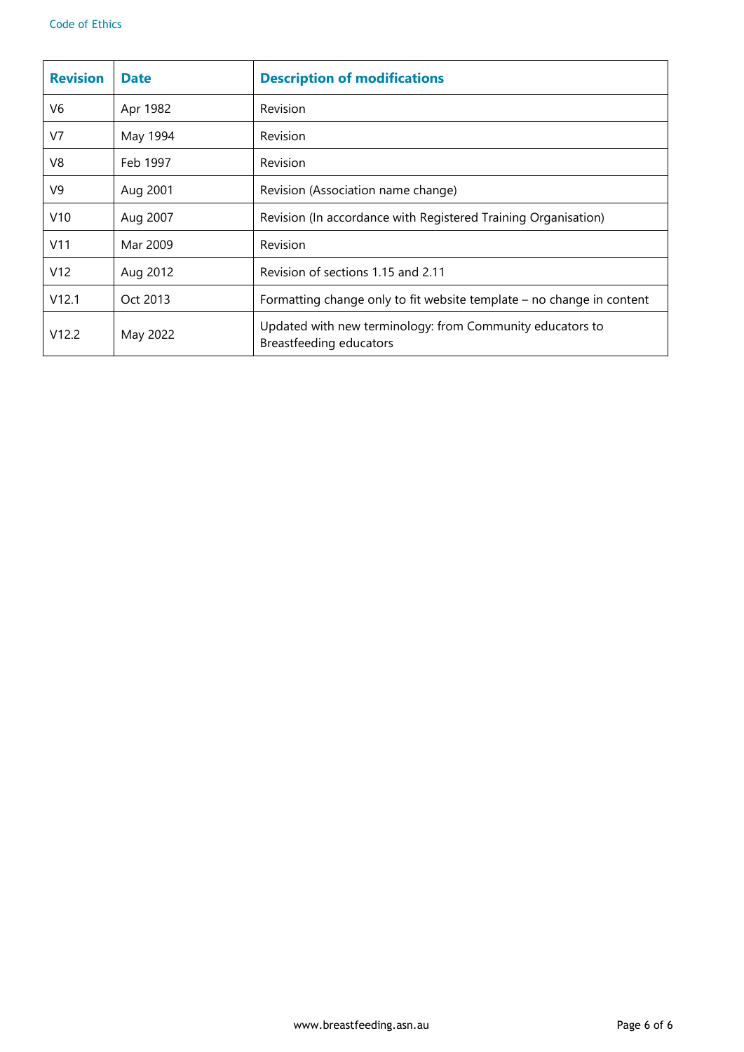| Revision | Date | Description of modifications |
|---|---|---|
| V6 | Apr 1982 | Revision |
| V7 | May 1994 | Revision |
| V8 | Feb 1997 | Revision |
| V9 | Aug 2001 | Revision (Association name change) |
| V10 | Aug 2007 | Revision (In accordance with Registered Training Organisation) |
| V11 | Mar 2009 | Revision |
| V12 | Aug 2012 | Revision of sections 1.15 and 2.11 |
| V12.1 | Oct 2013 | Formatting change only to fit website template – no change in content |
| V12.2 | May 2022 | Updated with new terminology: from Community educators to Breastfeeding educators |